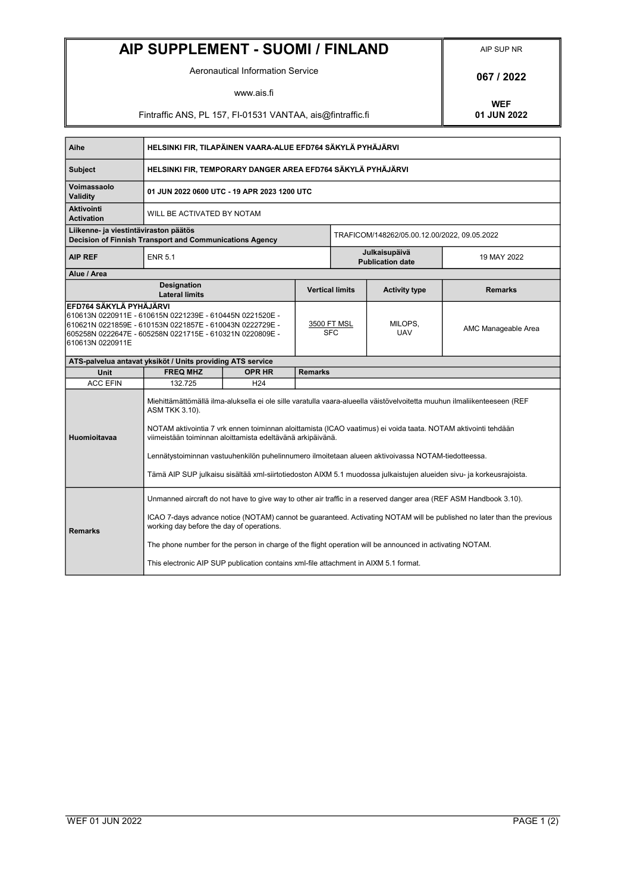# AIP SUPPLEMENT - SUOMI / FINLAND

Aeronautical Information Service

www.ais.fi

Fintraffic ANS, PL 157, FI-01531 VANTAA, ais@fintraffic.fi

AIP SUP NR

**067 / 2022**

**WEF**
**01 JUN 2022**

| | |
|---|---|
| **Aihe** | **HELSINKI FIR, TILAPÄINEN VAARA-ALUE EFD764 SÄKYLÄ PYHÄJÄRVI** |
| **Subject** | **HELSINKI FIR, TEMPORARY DANGER AREA EFD764 SÄKYLÄ PYHÄJÄRVI** |
| **Voimassaolo Validity** | **01 JUN 2022 0600 UTC - 19 APR 2023 1200 UTC** |
| **Aktivointi Activation** | WILL BE ACTIVATED BY NOTAM |
| **Liikenne- ja viestintäviraston päätös Decision of Finnish Transport and Communications Agency** | TRAFICOM/148262/05.00.12.00/2022, 09.05.2022 |
| **AIP REF** | ENR 5.1 — **Julkaisupäivä Publication date**: 19 MAY 2022 |

**Alue / Area**

| Designation Lateral limits | Vertical limits | Activity type | Remarks |
|---|---|---|---|
| **EFD764 SÄKYLÄ PYHÄJÄRVI** 610613N 0220911E - 610615N 0221239E - 610445N 0221520E - 610621N 0221859E - 610153N 0221857E - 610043N 0222729E - 605258N 0222647E - 605258N 0221715E - 610321N 0220809E - 610613N 0220911E | 3500 FT MSL / SFC | MILOPS, UAV | AMC Manageable Area |

**ATS-palvelua antavat yksiköt / Units providing ATS service**

| Unit | FREQ MHZ | OPR HR | Remarks |
|---|---|---|---|
| ACC EFIN | 132.725 | H24 | |

**Huomioitavaa**

Miehittämättömällä ilma-aluksella ei ole sille varatulla vaara-alueella väistövelvoitetta muuhun ilmaliikenteeseen (REF ASM TKK 3.10).

NOTAM aktivointia 7 vrk ennen toiminnan aloittamista (ICAO vaatimus) ei voida taata. NOTAM aktivointi tehdään viimeistään toiminnan aloittamista edeltävänä arkipäivänä.

Lennätystoiminnan vastuuhenkilön puhelinnumero ilmoitetaan alueen aktivoivassa NOTAM-tiedotteessa.

Tämä AIP SUP julkaisu sisältää xml-siirtotiedoston AIXM 5.1 muodossa julkaistujen alueiden sivu- ja korkeusrajoista.

**Remarks**

Unmanned aircraft do not have to give way to other air traffic in a reserved danger area (REF ASM Handbook 3.10).

ICAO 7-days advance notice (NOTAM) cannot be guaranteed. Activating NOTAM will be published no later than the previous working day before the day of operations.

The phone number for the person in charge of the flight operation will be announced in activating NOTAM.

This electronic AIP SUP publication contains xml-file attachment in AIXM 5.1 format.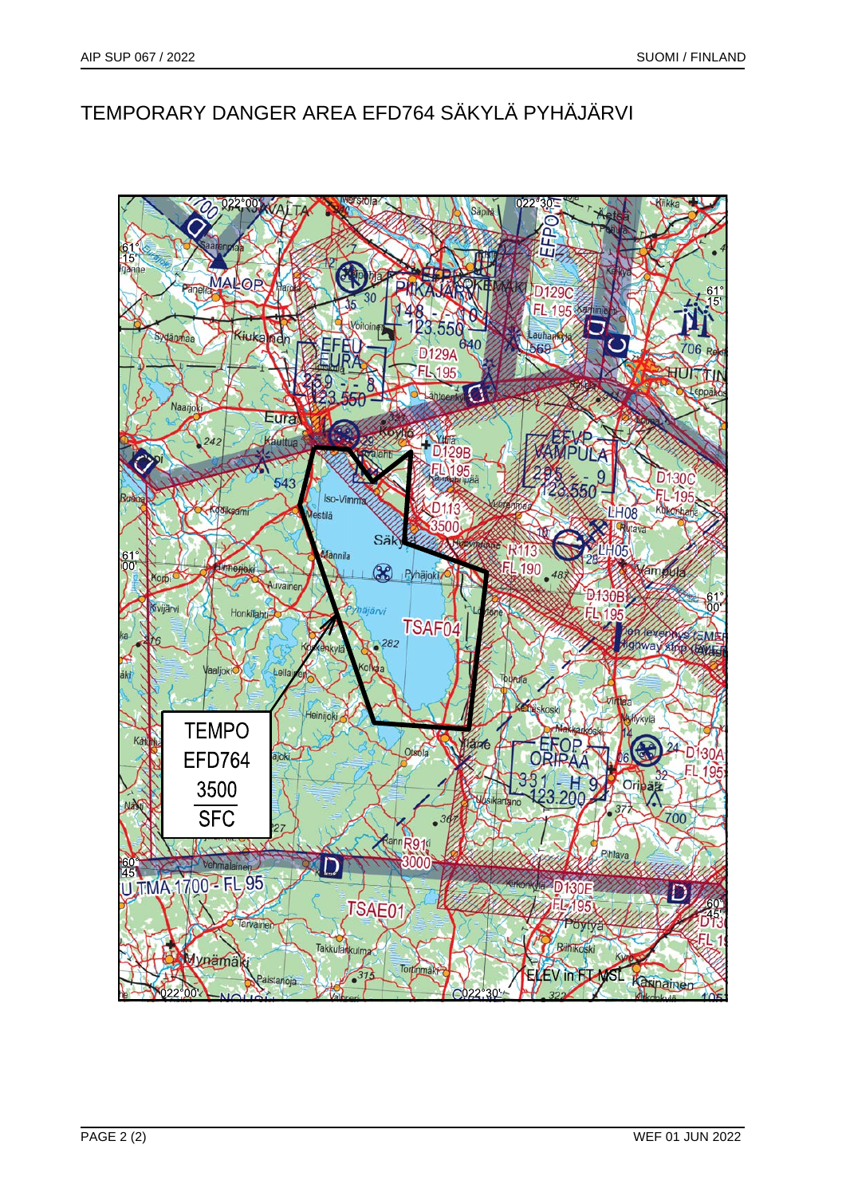# TEMPORARY DANGER AREA EFD764 SÄKYLÄ PYHÄJÄRVI

TEMPO
EFD764
3500
SFC